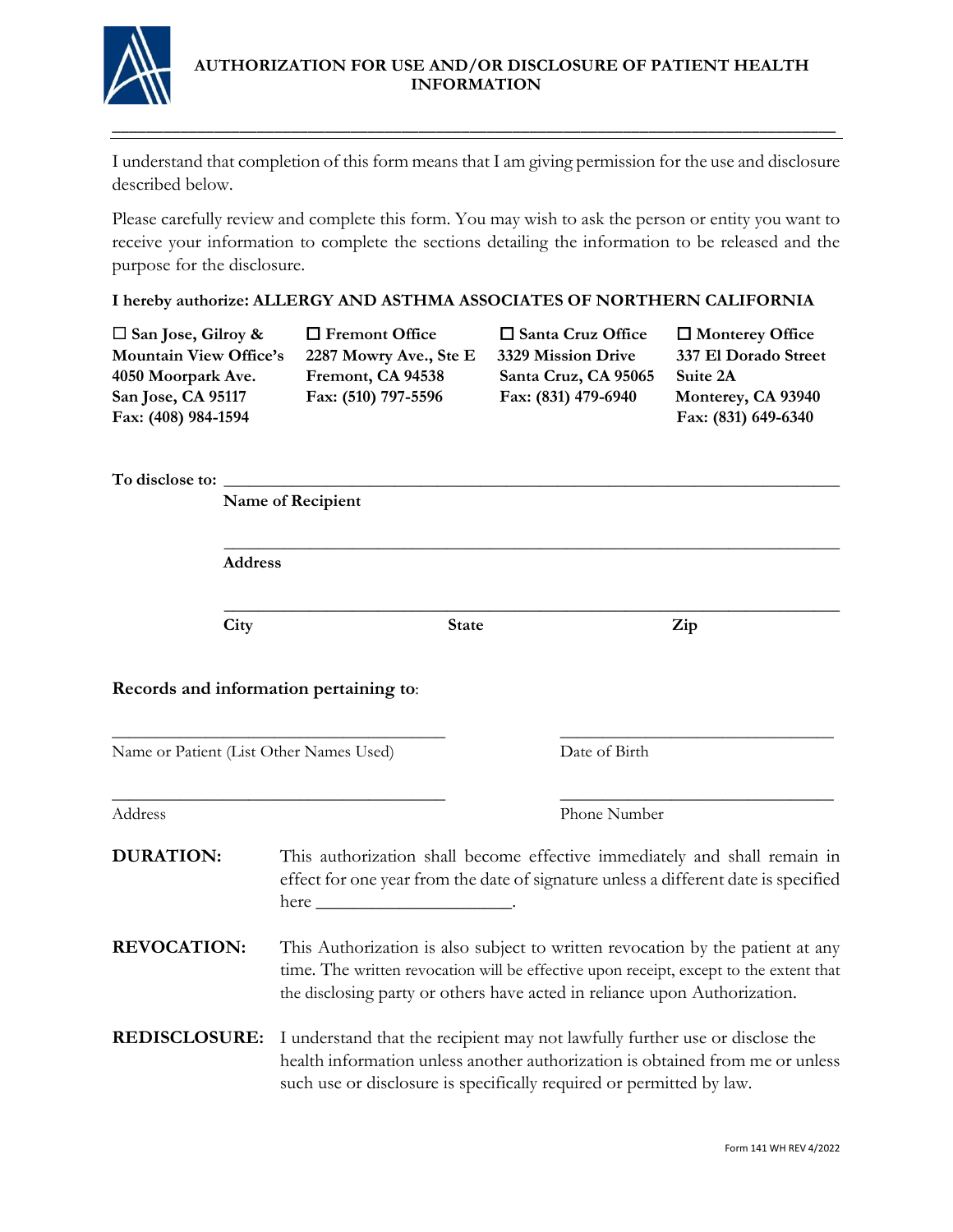# AUTHORIZATION FOR USE AND/OR DISCLOSURE OF PATIENT HEALTH INFORMATION

I understand that completion of this form means that I am giving permission for the use and disclosure described below.

Please carefully review and complete this form. You may wish to ask the person or entity you want to receive your information to complete the sections detailing the information to be released and the purpose for the disclosure.

**I hereby authorize: ALLERGY AND ASTHMA ASSOCIATES OF NORTHERN CALIFORNIA**

| ☐ San Jose, Gilroy & Mountain View Office's | ☐ Fremont Office | ☐ Santa Cruz Office | ☐ Monterey Office |
|---|---|---|---|
| 4050 Moorpark Ave. | 2287 Mowry Ave., Ste E | 3329 Mission Drive | 337 El Dorado Street |
| San Jose, CA 95117 | Fremont, CA 94538 | Santa Cruz, CA 95065 | Suite 2A |
| Fax: (408) 984-1594 | Fax: (510) 797-5596 | Fax: (831) 479-6940 | Monterey, CA 93940 |
| | | | Fax: (831) 649-6340 |

**To disclose to:** ______________________________________________

**Name of Recipient**

______________________________________________

**Address**

______________________________________________

**City** **State** **Zip**

**Records and information pertaining to**:

______________________________ ______________________________

Name or Patient (List Other Names Used) Date of Birth

______________________________ ______________________________

Address Phone Number

**DURATION:** This authorization shall become effective immediately and shall remain in effect for one year from the date of signature unless a different date is specified here ____________________.

**REVOCATION:** This Authorization is also subject to written revocation by the patient at any time. The written revocation will be effective upon receipt, except to the extent that the disclosing party or others have acted in reliance upon Authorization.

**REDISCLOSURE:** I understand that the recipient may not lawfully further use or disclose the health information unless another authorization is obtained from me or unless such use or disclosure is specifically required or permitted by law.

Form 141 WH REV 4/2022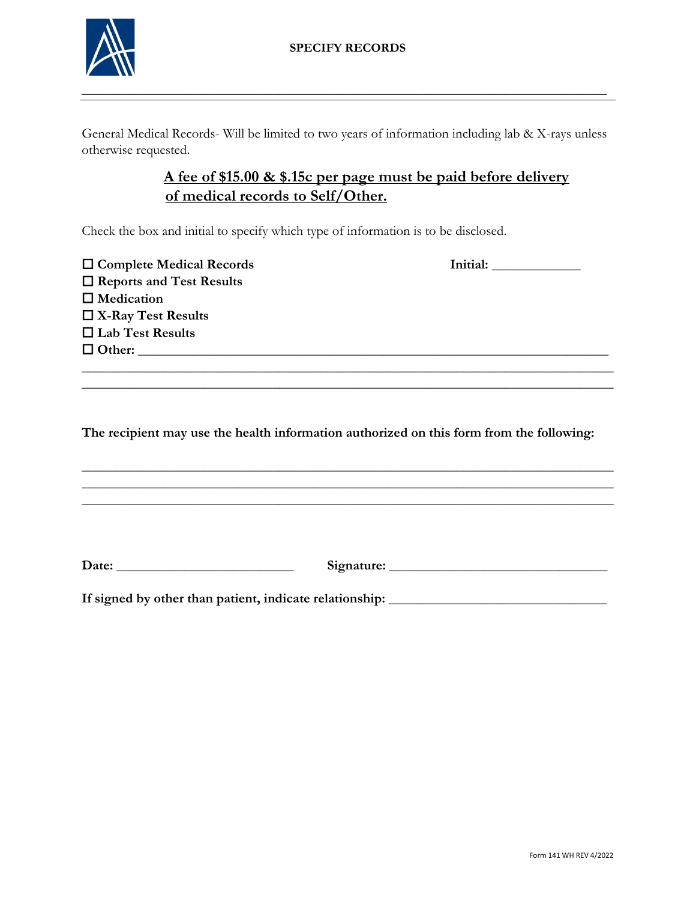## SPECIFY RECORDS

General Medical Records- Will be limited to two years of information including lab & X-rays unless otherwise requested.

**A fee of $15.00 & $.15c per page must be paid before delivery of medical records to Self/Other.**

Check the box and initial to specify which type of information is to be disclosed.

- ☐ **Complete Medical Records** **Initial:** _____________
- ☐ **Reports and Test Results**
- ☐ **Medication**
- ☐ **X-Ray Test Results**
- ☐ **Lab Test Results**
- ☐ **Other:** ____________________________________________________________________

______________________________________________________________________________

______________________________________________________________________________

**The recipient may use the health information authorized on this form from the following:**

______________________________________________________________________________

______________________________________________________________________________

______________________________________________________________________________

**Date:** _________________________ **Signature:** _______________________________

**If signed by other than patient, indicate relationship:** _______________________________

Form 141 WH REV 4/2022